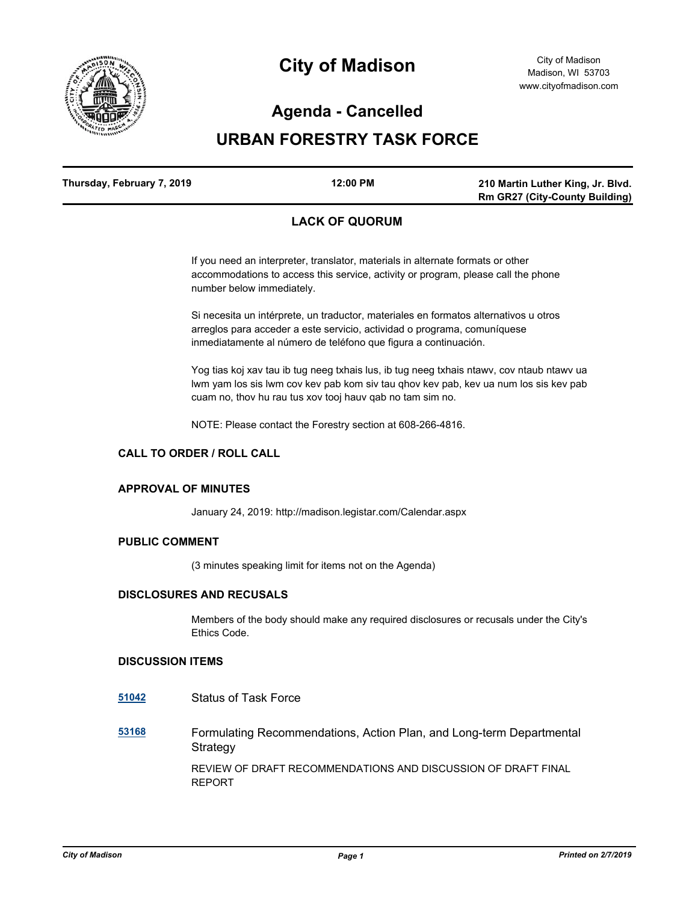# City of Madison

City of Madison
Madison, WI 53703
www.cityofmadison.com

## Agenda - Cancelled

# URBAN FORESTRY TASK FORCE

| Thursday, February 7, 2019 | 12:00 PM | 210 Martin Luther King, Jr. Blvd. Rm GR27 (City-County Building) |
|---|---|---|

### LACK OF QUORUM

If you need an interpreter, translator, materials in alternate formats or other accommodations to access this service, activity or program, please call the phone number below immediately.

Si necesita un intérprete, un traductor, materiales en formatos alternativos u otros arreglos para acceder a este servicio, actividad o programa, comuníquese inmediatamente al número de teléfono que figura a continuación.

Yog tias koj xav tau ib tug neeg txhais lus, ib tug neeg txhais ntawv, cov ntaub ntawv ua lwm yam los sis lwm cov kev pab kom siv tau qhov kev pab, kev ua num los sis kev pab cuam no, thov hu rau tus xov tooj hauv qab no tam sim no.

NOTE: Please contact the Forestry section at 608-266-4816.

### CALL TO ORDER / ROLL CALL

### APPROVAL OF MINUTES

January 24, 2019: http://madison.legistar.com/Calendar.aspx

### PUBLIC COMMENT

(3 minutes speaking limit for items not on the Agenda)

### DISCLOSURES AND RECUSALS

Members of the body should make any required disclosures or recusals under the City's Ethics Code.

### DISCUSSION ITEMS

**51042** Status of Task Force

**53168** Formulating Recommendations, Action Plan, and Long-term Departmental Strategy

REVIEW OF DRAFT RECOMMENDATIONS AND DISCUSSION OF DRAFT FINAL REPORT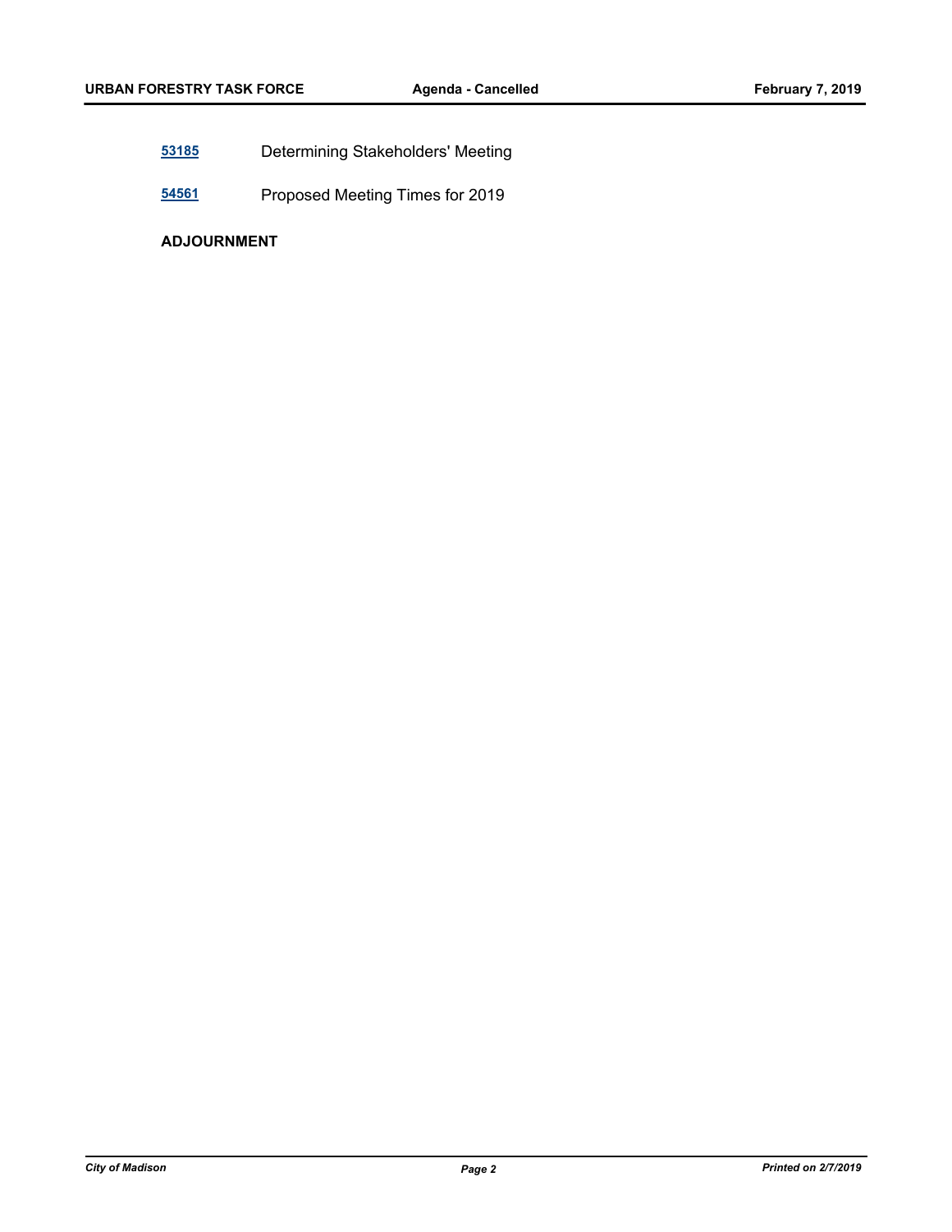**53185** Determining Stakeholders' Meeting

**54561** Proposed Meeting Times for 2019

**ADJOURNMENT**